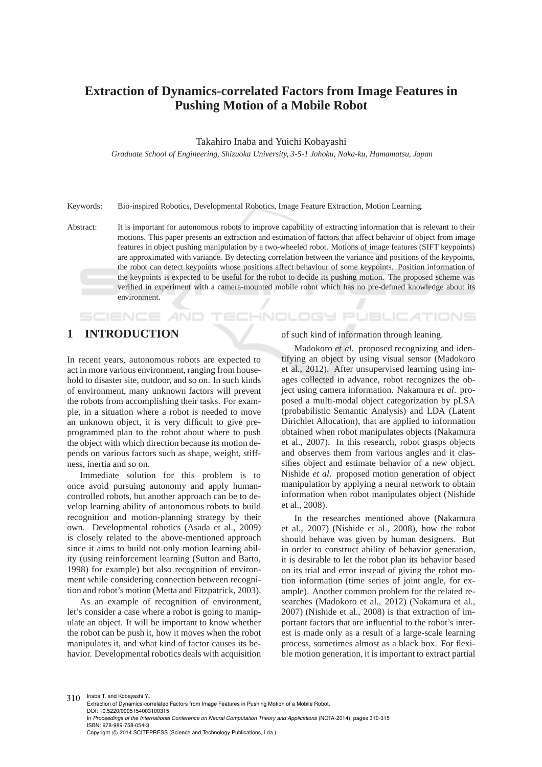# Extraction of Dynamics-correlated Factors from Image Features in Pushing Motion of a Mobile Robot

Takahiro Inaba and Yuichi Kobayashi

*Graduate School of Engineering, Shizuoka University, 3-5-1 Johoku, Naka-ku, Hamamatsu, Japan*

Keywords: Bio-inspired Robotics, Developmental Robotics, Image Feature Extraction, Motion Learning.

Abstract: It is important for autonomous robots to improve capability of extracting information that is relevant to their motions. This paper presents an extraction and estimation of factors that affect behavior of object from image features in object pushing manipulation by a two-wheeled robot. Motions of image features (SIFT keypoints) are approximated with variance. By detecting correlation between the variance and positions of the keypoints, the robot can detect keypoints whose positions affect behaviour of some keypoints. Position information of the keypoints is expected to be useful for the robot to decide its pushing motion. The proposed scheme was verified in experiment with a camera-mounted mobile robot which has no pre-defined knowledge about its environment.

## 1 INTRODUCTION

In recent years, autonomous robots are expected to act in more various environment, ranging from household to disaster site, outdoor, and so on. In such kinds of environment, many unknown factors will prevent the robots from accomplishing their tasks. For example, in a situation where a robot is needed to move an unknown object, it is very difficult to give pre-programmed plan to the robot about where to push the object with which direction because its motion depends on various factors such as shape, weight, stiffness, inertia and so on.

Immediate solution for this problem is to once avoid pursuing autonomy and apply human-controlled robots, but another approach can be to develop learning ability of autonomous robots to build recognition and motion-planning strategy by their own. Developmental robotics (Asada et al., 2009) is closely related to the above-mentioned approach since it aims to build not only motion learning ability (using reinforcement learning (Sutton and Barto, 1998) for example) but also recognition of environment while considering connection between recognition and robot's motion (Metta and Fitzpatrick, 2003).

As an example of recognition of environment, let's consider a case where a robot is going to manipulate an object. It will be important to know whether the robot can be push it, how it moves when the robot manipulates it, and what kind of factor causes its behavior. Developmental robotics deals with acquisition of such kind of information through leaning.

Madokoro *et al.* proposed recognizing and identifying an object by using visual sensor (Madokoro et al., 2012). After unsupervised learning using images collected in advance, robot recognizes the object using camera information. Nakamura *et al.* proposed a multi-modal object categorization by pLSA (probabilistic Semantic Analysis) and LDA (Latent Dirichlet Allocation), that are applied to information obtained when robot manipulates objects (Nakamura et al., 2007). In this research, robot grasps objects and observes them from various angles and it classifies object and estimate behavior of a new object. Nishide *et al.* proposed motion generation of object manipulation by applying a neural network to obtain information when robot manipulates object (Nishide et al., 2008).

In the researches mentioned above (Nakamura et al., 2007) (Nishide et al., 2008), how the robot should behave was given by human designers. But in order to construct ability of behavior generation, it is desirable to let the robot plan its behavior based on its trial and error instead of giving the robot motion information (time series of joint angle, for example). Another common problem for the related researches (Madokoro et al., 2012) (Nakamura et al., 2007) (Nishide et al., 2008) is that extraction of important factors that are influential to the robot's interest is made only as a result of a large-scale learning process, sometimes almost as a black box. For flexible motion generation, it is important to extract partial

Inaba T. and Kobayashi Y..
Extraction of Dynamics-correlated Factors from Image Features in Pushing Motion of a Mobile Robot.
DOI: 10.5220/0005154003100315
In *Proceedings of the International Conference on Neural Computation Theory and Applications* (NCTA-2014), pages 310-315
ISBN: 978-989-758-054-3
Copyright © 2014 SCITEPRESS (Science and Technology Publications, Lda.)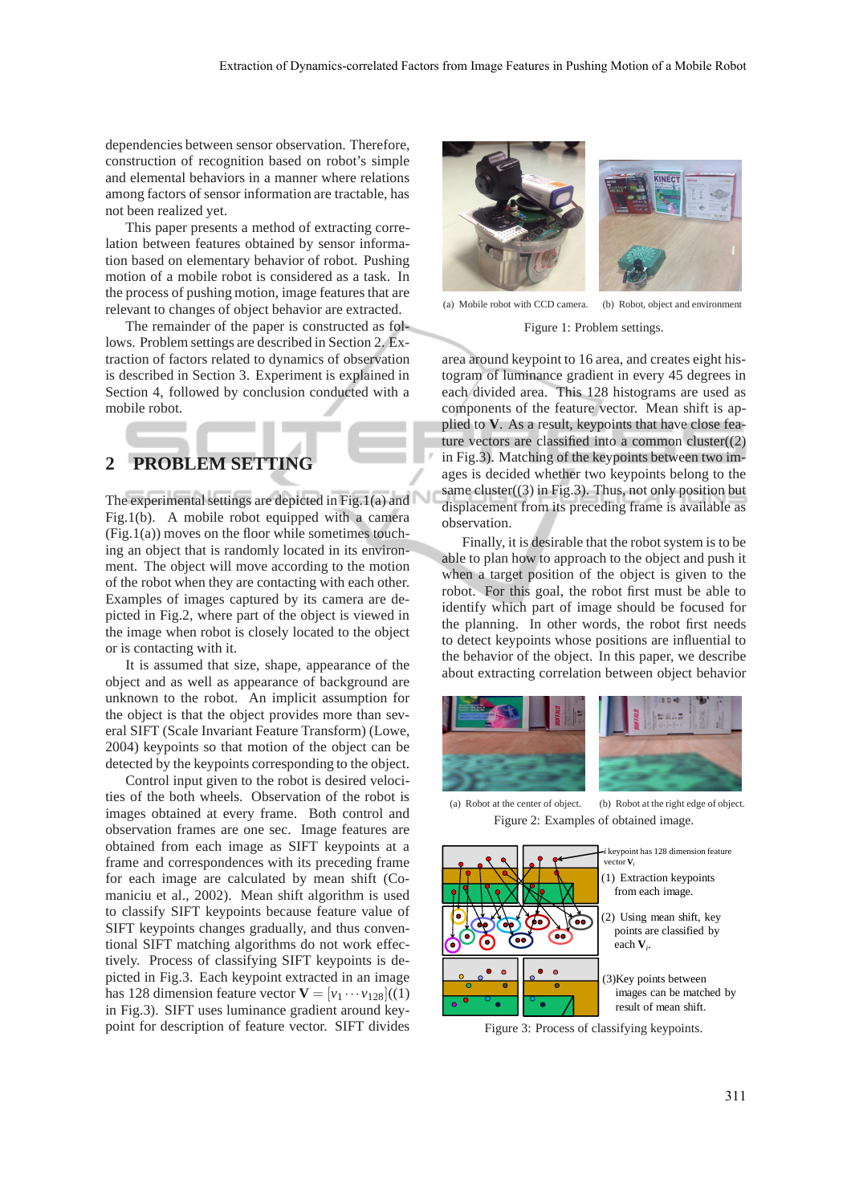dependencies between sensor observation. Therefore, construction of recognition based on robot's simple and elemental behaviors in a manner where relations among factors of sensor information are tractable, has not been realized yet.

This paper presents a method of extracting correlation between features obtained by sensor information based on elementary behavior of robot. Pushing motion of a mobile robot is considered as a task. In the process of pushing motion, image features that are relevant to changes of object behavior are extracted.

The remainder of the paper is constructed as follows. Problem settings are described in Section 2. Extraction of factors related to dynamics of observation is described in Section 3. Experiment is explained in Section 4, followed by conclusion conducted with a mobile robot.

## 2 PROBLEM SETTING

The experimental settings are depicted in Fig.1(a) and Fig.1(b). A mobile robot equipped with a camera (Fig.1(a)) moves on the floor while sometimes touching an object that is randomly located in its environment. The object will move according to the motion of the robot when they are contacting with each other. Examples of images captured by its camera are depicted in Fig.2, where part of the object is viewed in the image when robot is closely located to the object or is contacting with it.

It is assumed that size, shape, appearance of the object and as well as appearance of background are unknown to the robot. An implicit assumption for the object is that the object provides more than several SIFT (Scale Invariant Feature Transform) (Lowe, 2004) keypoints so that motion of the object can be detected by the keypoints corresponding to the object.

Control input given to the robot is desired velocities of the both wheels. Observation of the robot is images obtained at every frame. Both control and observation frames are one sec. Image features are obtained from each image as SIFT keypoints at a frame and correspondences with its preceding frame for each image are calculated by mean shift (Comaniciu et al., 2002). Mean shift algorithm is used to classify SIFT keypoints because feature value of SIFT keypoints changes gradually, and thus conventional SIFT matching algorithms do not work effectively. Process of classifying SIFT keypoints is depicted in Fig.3. Each keypoint extracted in an image has 128 dimension feature vector $\mathbf{V} = [v_1 \cdots v_{128}]$((1) in Fig.3). SIFT uses luminance gradient around keypoint for description of feature vector. SIFT divides area around keypoint to 16 area, and creates eight histogram of luminance gradient in every 45 degrees in each divided area. This 128 histograms are used as components of the feature vector. Mean shift is applied to $\mathbf{V}$. As a result, keypoints that have close feature vectors are classified into a common cluster((2) in Fig.3). Matching of the keypoints between two images is decided whether two keypoints belong to the same cluster((3) in Fig.3). Thus, not only position but displacement from its preceding frame is available as observation.

(a) Mobile robot with CCD camera. (b) Robot, object and environment

Figure 1: Problem settings.

Finally, it is desirable that the robot system is to be able to plan how to approach to the object and push it when a target position of the object is given to the robot. For this goal, the robot first must be able to identify which part of image should be focused for the planning. In other words, the robot first needs to detect keypoints whose positions are influential to the behavior of the object. In this paper, we describe about extracting correlation between object behavior

(a) Robot at the center of object. (b) Robot at the right edge of object.

Figure 2: Examples of obtained image.

$i$ keypoint has 128 dimension feature vector $\mathbf{V}_i$

(1) Extraction keypoints from each image.

(2) Using mean shift, key points are classified by each $\mathbf{V}_i$.

(3)Key points between images can be matched by result of mean shift.

Figure 3: Process of classifying keypoints.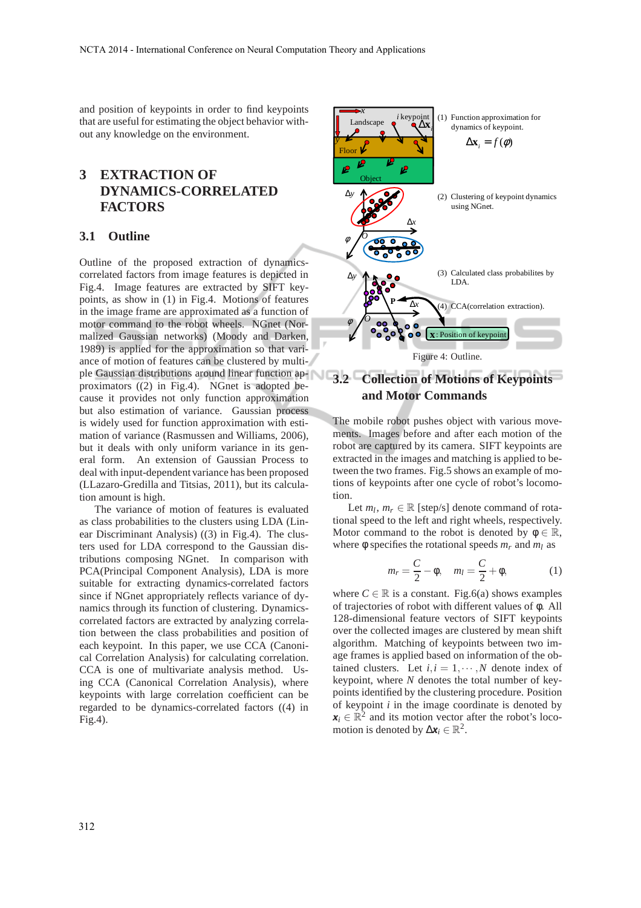and position of keypoints in order to find keypoints that are useful for estimating the object behavior without any knowledge on the environment.

## 3 EXTRACTION OF DYNAMICS-CORRELATED FACTORS

### 3.1 Outline

Outline of the proposed extraction of dynamics-correlated factors from image features is depicted in Fig.4. Image features are extracted by SIFT keypoints, as show in (1) in Fig.4. Motions of features in the image frame are approximated as a function of motor command to the robot wheels. NGnet (Normalized Gaussian networks) (Moody and Darken, 1989) is applied for the approximation so that variance of motion of features can be clustered by multiple Gaussian distributions around linear function approximators ((2) in Fig.4). NGnet is adopted because it provides not only function approximation but also estimation of variance. Gaussian process is widely used for function approximation with estimation of variance (Rasmussen and Williams, 2006), but it deals with only uniform variance in its general form. An extension of Gaussian Process to deal with input-dependent variance has been proposed (LLazaro-Gredilla and Titsias, 2011), but its calculation amount is high.

The variance of motion of features is evaluated as class probabilities to the clusters using LDA (Linear Discriminant Analysis) ((3) in Fig.4). The clusters used for LDA correspond to the Gaussian distributions composing NGnet. In comparison with PCA(Principal Component Analysis), LDA is more suitable for extracting dynamics-correlated factors since if NGnet appropriately reflects variance of dynamics through its function of clustering. Dynamics-correlated factors are extracted by analyzing correlation between the class probabilities and position of each keypoint. In this paper, we use CCA (Canonical Correlation Analysis) for calculating correlation. CCA is one of multivariate analysis method. Using CCA (Canonical Correlation Analysis), where keypoints with large correlation coefficient can be regarded to be dynamics-correlated factors ((4) in Fig.4).

(1) Function approximation for dynamics of keypoint.

$$\Delta \mathbf{x}_i = f(\phi)$$

(2) Clustering of keypoint dynamics using NGnet.

(3) Calculated class probabilites by LDA.

(4) CCA(correlation extraction).

Figure 4: Outline.

### 3.2 Collection of Motions of Keypoints and Motor Commands

The mobile robot pushes object with various movements. Images before and after each motion of the robot are captured by its camera. SIFT keypoints are extracted in the images and matching is applied to between the two frames. Fig.5 shows an example of motions of keypoints after one cycle of robot's locomotion.

Let $m_l$, $m_r \in \mathbb{R}$ [step/s] denote command of rotational speed to the left and right wheels, respectively. Motor command to the robot is denoted by $\phi \in \mathbb{R}$, where $\phi$ specifies the rotational speeds $m_r$ and $m_l$ as

$$m_r = \frac{C}{2} - \phi, \quad m_l = \frac{C}{2} + \phi, \tag{1}$$

where $C \in \mathbb{R}$ is a constant. Fig.6(a) shows examples of trajectories of robot with different values of $\phi$. All 128-dimensional feature vectors of SIFT keypoints over the collected images are clustered by mean shift algorithm. Matching of keypoints between two image frames is applied based on information of the obtained clusters. Let $i, i = 1, \cdots, N$ denote index of keypoint, where $N$ denotes the total number of keypoints identified by the clustering procedure. Position of keypoint $i$ in the image coordinate is denoted by $\mathbf{x}_i \in \mathbb{R}^2$ and its motion vector after the robot's locomotion is denoted by $\Delta\mathbf{x}_i \in \mathbb{R}^2$.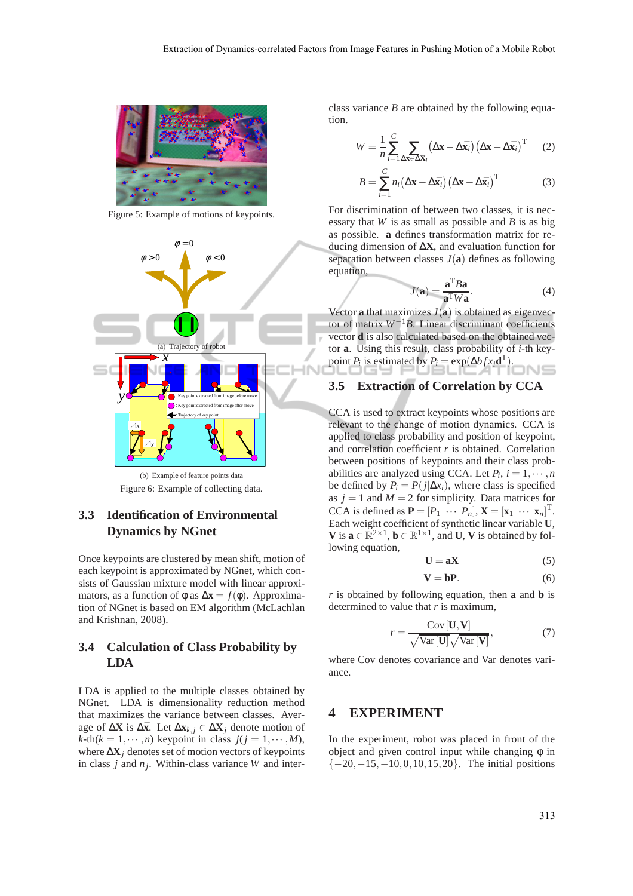Figure 5: Example of motions of keypoints.

(a) Trajectory of robot

(b) Example of feature points data

Figure 6: Example of collecting data.

### 3.3 Identification of Environmental Dynamics by NGnet

Once keypoints are clustered by mean shift, motion of each keypoint is approximated by NGnet, which consists of Gaussian mixture model with linear approximators, as a function of $\phi$ as $\Delta\mathbf{x} = f(\phi)$. Approximation of NGnet is based on EM algorithm (McLachlan and Krishnan, 2008).

### 3.4 Calculation of Class Probability by LDA

LDA is applied to the multiple classes obtained by NGnet. LDA is dimensionality reduction method that maximizes the variance between classes. Average of $\Delta\mathbf{X}$ is $\Delta\bar{\mathbf{x}}$. Let $\Delta\mathbf{x}_{k,j} \in \Delta\mathbf{X}_j$ denote motion of $k$-th$(k = 1, \cdots, n)$ keypoint in class $j(j = 1, \cdots, M)$, where $\Delta\mathbf{X}_j$ denotes set of motion vectors of keypoints in class $j$ and $n_j$. Within-class variance $W$ and inter-class variance $B$ are obtained by the following equation.

$$W = \frac{1}{n}\sum_{i=1}^{C}\sum_{\Delta\mathbf{x}\in\Delta\mathbf{X}_i}\left(\Delta\mathbf{x} - \Delta\bar{\mathbf{x}}_i\right)\left(\Delta\mathbf{x} - \Delta\bar{\mathbf{x}}_i\right)^{\mathrm{T}} \quad (2)$$

$$B = \sum_{i=1}^{C} n_i\left(\Delta\mathbf{x} - \Delta\bar{\mathbf{x}}_i\right)\left(\Delta\mathbf{x} - \Delta\bar{\mathbf{x}}_i\right)^{\mathrm{T}} \quad (3)$$

For discrimination of between two classes, it is necessary that $W$ is as small as possible and $B$ is as big as possible. $\mathbf{a}$ defines transformation matrix for reducing dimension of $\Delta\mathbf{X}$, and evaluation function for separation between classes $J(\mathbf{a})$ defines as following equation,

$$J(\mathbf{a}) = \frac{\mathbf{a}^{\mathrm{T}}B\mathbf{a}}{\mathbf{a}^{\mathrm{T}}W\mathbf{a}}. \quad (4)$$

Vector $\mathbf{a}$ that maximizes $J(\mathbf{a})$ is obtained as eigenvector of matrix $W^{-1}B$. Linear discriminant coefficients vector $\mathbf{d}$ is also calculated based on the obtained vector $\mathbf{a}$. Using this result, class probability of $i$-th keypoint $P_i$ is estimated by $P_i = \exp(\Delta b f x_i \mathbf{d}^{\mathrm{T}})$.

### 3.5 Extraction of Correlation by CCA

CCA is used to extract keypoints whose positions are relevant to the change of motion dynamics. CCA is applied to class probability and position of keypoint, and correlation coefficient $r$ is obtained. Correlation between positions of keypoints and their class probabilities are analyzed using CCA. Let $P_i$, $i = 1, \cdots, n$ be defined by $P_i = P(j|\Delta x_i)$, where class is specified as $j = 1$ and $M = 2$ for simplicity. Data matrices for CCA is defined as $\mathbf{P} = [P_1 \ \cdots \ P_n]$, $\mathbf{X} = [\mathbf{x}_1 \ \cdots \ \mathbf{x}_n]^{\mathrm{T}}$. Each weight coefficient of synthetic linear variable $\mathbf{U}$, $\mathbf{V}$ is $\mathbf{a} \in \mathbb{R}^{2\times1}$, $\mathbf{b} \in \mathbb{R}^{1\times1}$, and $\mathbf{U}$, $\mathbf{V}$ is obtained by following equation,

$$\mathbf{U} = \mathbf{a}\mathbf{X} \quad (5)$$

$$\mathbf{V} = \mathbf{b}\mathbf{P}. \quad (6)$$

$r$ is obtained by following equation, then $\mathbf{a}$ and $\mathbf{b}$ is determined to value that $r$ is maximum,

$$r = \frac{\mathrm{Cov}\left[\mathbf{U},\mathbf{V}\right]}{\sqrt{\mathrm{Var}\left[\mathbf{U}\right]}\sqrt{\mathrm{Var}\left[\mathbf{V}\right]}}, \quad (7)$$

where Cov denotes covariance and Var denotes variance.

## 4 EXPERIMENT

In the experiment, robot was placed in front of the object and given control input while changing $\phi$ in $\{-20, -15, -10, 0, 10, 15, 20\}$. The initial positions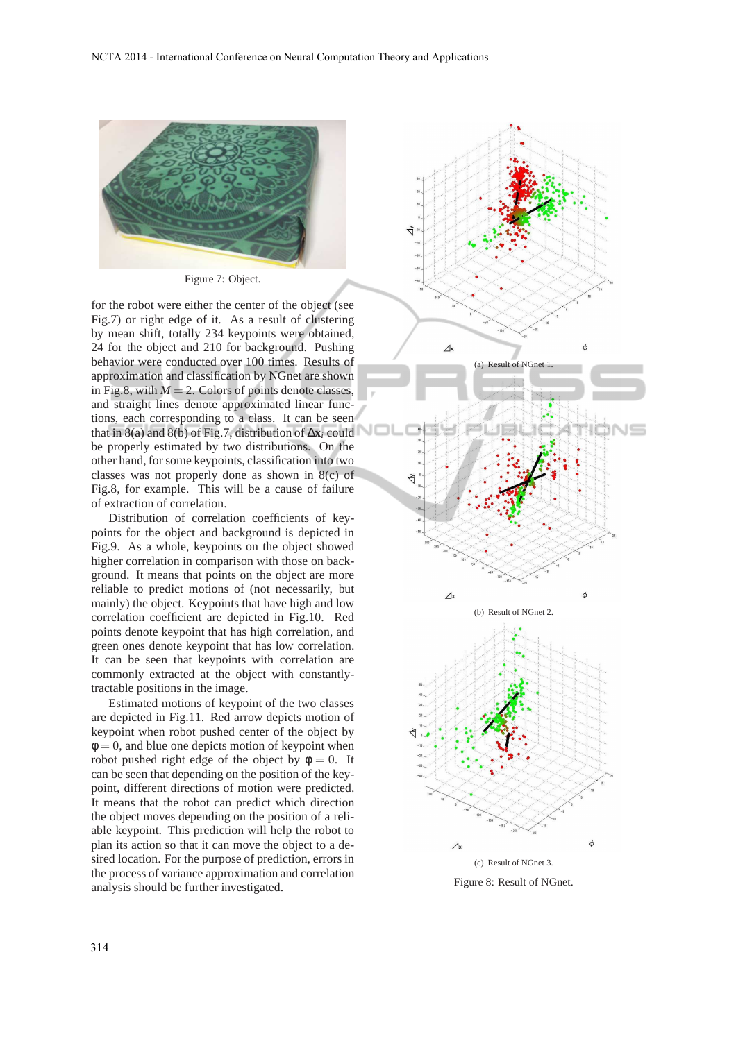Figure 7: Object.

for the robot were either the center of the object (see Fig.7) or right edge of it. As a result of clustering by mean shift, totally 234 keypoints were obtained, 24 for the object and 210 for background. Pushing behavior were conducted over 100 times. Results of approximation and classification by NGnet are shown in Fig.8, with $M = 2$. Colors of points denote classes, and straight lines denote approximated linear functions, each corresponding to a class. It can be seen that in 8(a) and 8(b) of Fig.7, distribution of $\Delta \mathbf{x}_i$ could be properly estimated by two distributions. On the other hand, for some keypoints, classification into two classes was not properly done as shown in 8(c) of Fig.8, for example. This will be a cause of failure of extraction of correlation.

Distribution of correlation coefficients of keypoints for the object and background is depicted in Fig.9. As a whole, keypoints on the object showed higher correlation in comparison with those on background. It means that points on the object are more reliable to predict motions of (not necessarily, but mainly) the object. Keypoints that have high and low correlation coefficient are depicted in Fig.10. Red points denote keypoint that has high correlation, and green ones denote keypoint that has low correlation. It can be seen that keypoints with correlation are commonly extracted at the object with constantly-tractable positions in the image.

Estimated motions of keypoint of the two classes are depicted in Fig.11. Red arrow depicts motion of keypoint when robot pushed center of the object by $\phi = 0$, and blue one depicts motion of keypoint when robot pushed right edge of the object by $\phi = 0$. It can be seen that depending on the position of the keypoint, different directions of motion were predicted. It means that the robot can predict which direction the object moves depending on the position of a reliable keypoint. This prediction will help the robot to plan its action so that it can move the object to a desired location. For the purpose of prediction, errors in the process of variance approximation and correlation analysis should be further investigated.

(a) Result of NGnet 1.

(b) Result of NGnet 2.

(c) Result of NGnet 3.

Figure 8: Result of NGnet.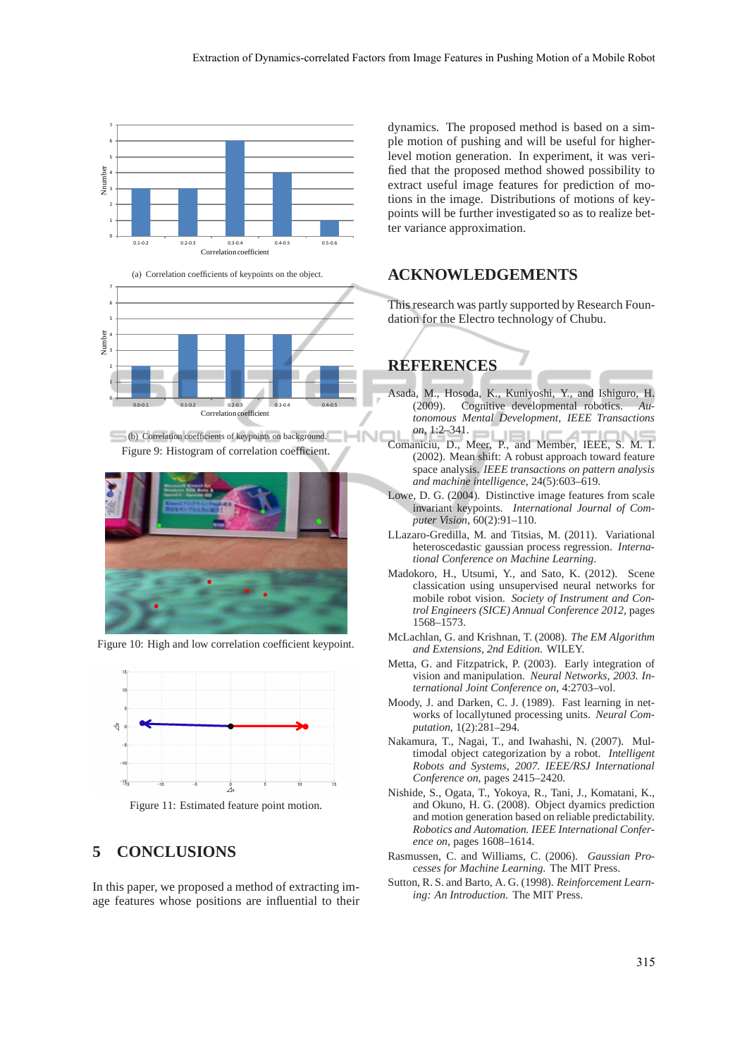7
6
5
4
3
2
1
0
Nnumber
0.1-0.2
0.2-0.3
0.3-0.4
0.4-0.5
0.5-0.6
Correlation coefficient

(a) Correlation coefficients of keypoints on the object.

7
6
5
4
3
2
1
0
Number
0.0-0.1
0.1-0.2
0.2-0.3
0.3-0.4
0.4-0.5
Correlation coefficient

(b) Correlation coefficients of keypoints on background.

Figure 9: Histogram of correlation coefficient.

Figure 10: High and low correlation coefficient keypoint.

15
10
5
0
-5
-10
-15
-10
-5
0
5
10
15

Figure 11: Estimated feature point motion.

# 5 CONCLUSIONS

In this paper, we proposed a method of extracting image features whose positions are influential to their dynamics. The proposed method is based on a simple motion of pushing and will be useful for higher-level motion generation. In experiment, it was verified that the proposed method showed possibility to extract useful image features for prediction of motions in the image. Distributions of motions of keypoints will be further investigated so as to realize better variance approximation.

# ACKNOWLEDGEMENTS

This research was partly supported by Research Foundation for the Electro technology of Chubu.

# REFERENCES

Asada, M., Hosoda, K., Kuniyoshi, Y., and Ishiguro, H. (2009). Cognitive developmental robotics. *Autonomous Mental Development, IEEE Transactions on*, 1:2–341.

Comaniciu, D., Meer, P., and Member, IEEE, S. M. I. (2002). Mean shift: A robust approach toward feature space analysis. *IEEE transactions on pattern analysis and machine intelligence*, 24(5):603–619.

Lowe, D. G. (2004). Distinctive image features from scale invariant keypoints. *International Journal of Computer Vision*, 60(2):91–110.

LLazaro-Gredilla, M. and Titsias, M. (2011). Variational heteroscedastic gaussian process regression. *International Conference on Machine Learning*.

Madokoro, H., Utsumi, Y., and Sato, K. (2012). Scene classication using unsupervised neural networks for mobile robot vision. *Society of Instrument and Control Engineers (SICE) Annual Conference 2012*, pages 1568–1573.

McLachlan, G. and Krishnan, T. (2008). *The EM Algorithm and Extensions, 2nd Edition*. WILEY.

Metta, G. and Fitzpatrick, P. (2003). Early integration of vision and manipulation. *Neural Networks, 2003. International Joint Conference on*, 4:2703–vol.

Moody, J. and Darken, C. J. (1989). Fast learning in networks of locallytuned processing units. *Neural Computation*, 1(2):281–294.

Nakamura, T., Nagai, T., and Iwahashi, N. (2007). Multimodal object categorization by a robot. *Intelligent Robots and Systems, 2007. IEEE/RSJ International Conference on*, pages 2415–2420.

Nishide, S., Ogata, T., Yokoya, R., Tani, J., Komatani, K., and Okuno, H. G. (2008). Object dyamics prediction and motion generation based on reliable predictability. *Robotics and Automation. IEEE International Conference on*, pages 1608–1614.

Rasmussen, C. and Williams, C. (2006). *Gaussian Processes for Machine Learning*. The MIT Press.

Sutton, R. S. and Barto, A. G. (1998). *Reinforcement Learning: An Introduction*. The MIT Press.